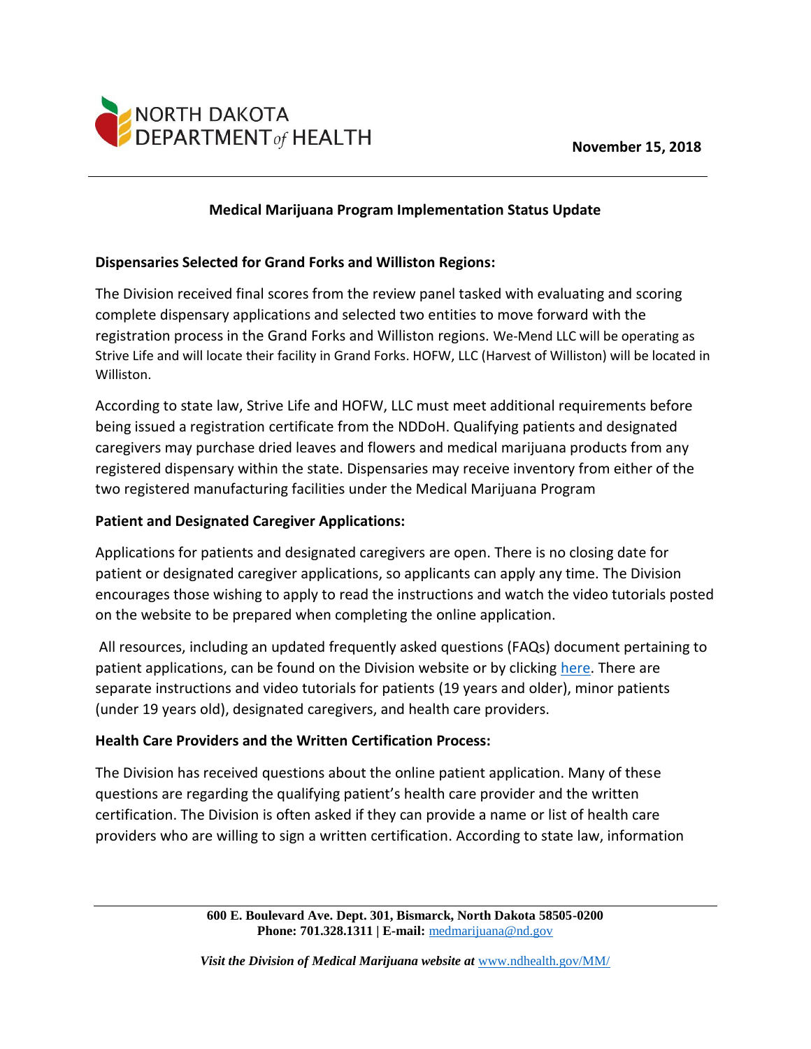NORTH DAKOTA DEPARTMENT *of* HEALTH

**November 15, 2018**

## Medical Marijuana Program Implementation Status Update

### Dispensaries Selected for Grand Forks and Williston Regions:

The Division received final scores from the review panel tasked with evaluating and scoring complete dispensary applications and selected two entities to move forward with the registration process in the Grand Forks and Williston regions. We-Mend LLC will be operating as Strive Life and will locate their facility in Grand Forks. HOFW, LLC (Harvest of Williston) will be located in Williston.

According to state law, Strive Life and HOFW, LLC must meet additional requirements before being issued a registration certificate from the NDDoH. Qualifying patients and designated caregivers may purchase dried leaves and flowers and medical marijuana products from any registered dispensary within the state. Dispensaries may receive inventory from either of the two registered manufacturing facilities under the Medical Marijuana Program

### Patient and Designated Caregiver Applications:

Applications for patients and designated caregivers are open. There is no closing date for patient or designated caregiver applications, so applicants can apply any time. The Division encourages those wishing to apply to read the instructions and watch the video tutorials posted on the website to be prepared when completing the online application.

All resources, including an updated frequently asked questions (FAQs) document pertaining to patient applications, can be found on the Division website or by clicking here. There are separate instructions and video tutorials for patients (19 years and older), minor patients (under 19 years old), designated caregivers, and health care providers.

### Health Care Providers and the Written Certification Process:

The Division has received questions about the online patient application. Many of these questions are regarding the qualifying patient's health care provider and the written certification. The Division is often asked if they can provide a name or list of health care providers who are willing to sign a written certification. According to state law, information

**600 E. Boulevard Ave. Dept. 301, Bismarck, North Dakota 58505-0200**
**Phone: 701.328.1311 | E-mail:** medmarijuana@nd.gov

***Visit the Division of Medical Marijuana website at*** www.ndhealth.gov/MM/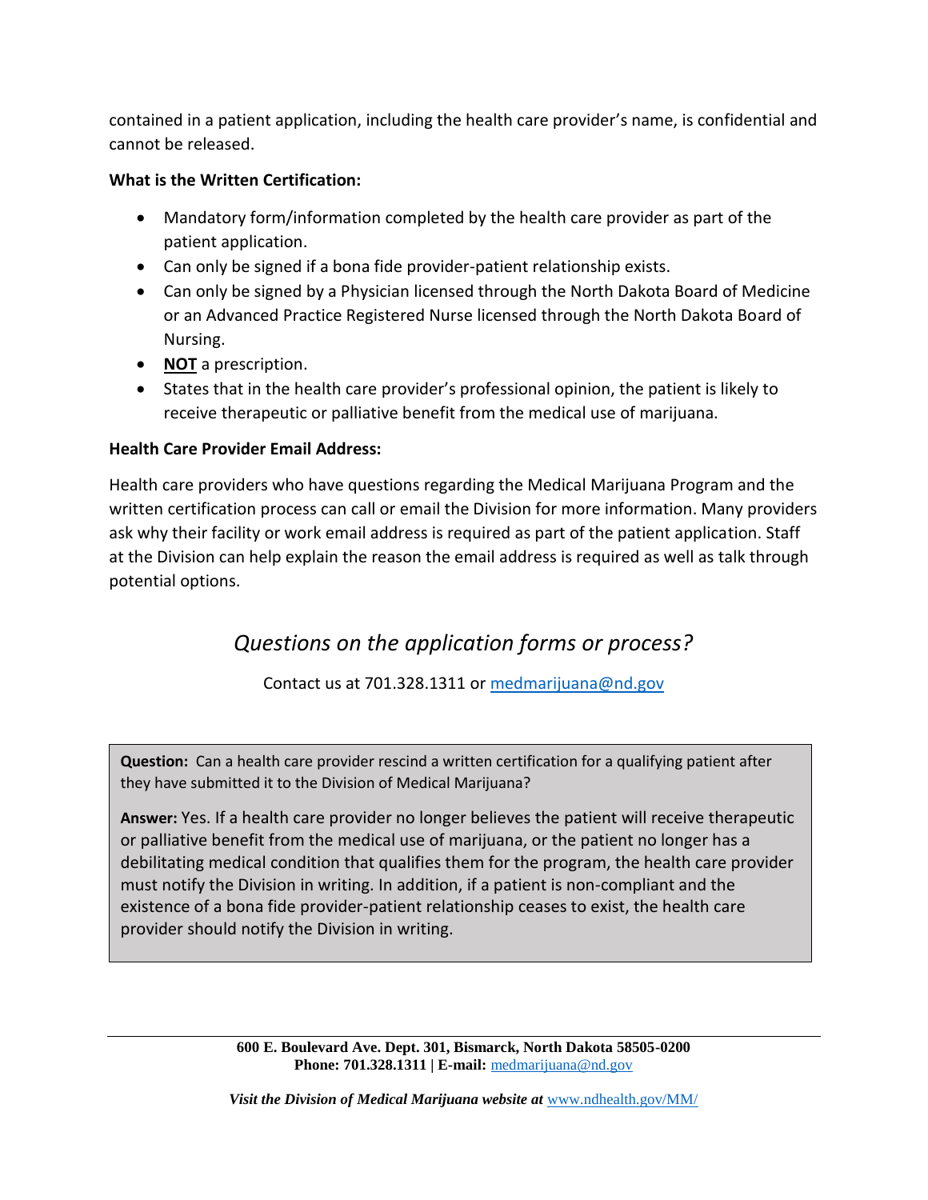contained in a patient application, including the health care provider's name, is confidential and cannot be released.

**What is the Written Certification:**

- Mandatory form/information completed by the health care provider as part of the patient application.
- Can only be signed if a bona fide provider-patient relationship exists.
- Can only be signed by a Physician licensed through the North Dakota Board of Medicine or an Advanced Practice Registered Nurse licensed through the North Dakota Board of Nursing.
- **NOT** a prescription.
- States that in the health care provider's professional opinion, the patient is likely to receive therapeutic or palliative benefit from the medical use of marijuana.

**Health Care Provider Email Address:**

Health care providers who have questions regarding the Medical Marijuana Program and the written certification process can call or email the Division for more information. Many providers ask why their facility or work email address is required as part of the patient application. Staff at the Division can help explain the reason the email address is required as well as talk through potential options.

## *Questions on the application forms or process?*

Contact us at 701.328.1311 or medmarijuana@nd.gov

**Question:** Can a health care provider rescind a written certification for a qualifying patient after they have submitted it to the Division of Medical Marijuana?

**Answer:** Yes. If a health care provider no longer believes the patient will receive therapeutic or palliative benefit from the medical use of marijuana, or the patient no longer has a debilitating medical condition that qualifies them for the program, the health care provider must notify the Division in writing. In addition, if a patient is non-compliant and the existence of a bona fide provider-patient relationship ceases to exist, the health care provider should notify the Division in writing.

**600 E. Boulevard Ave. Dept. 301, Bismarck, North Dakota 58505-0200**
**Phone: 701.328.1311 | E-mail:** medmarijuana@nd.gov

***Visit the Division of Medical Marijuana website at*** www.ndhealth.gov/MM/